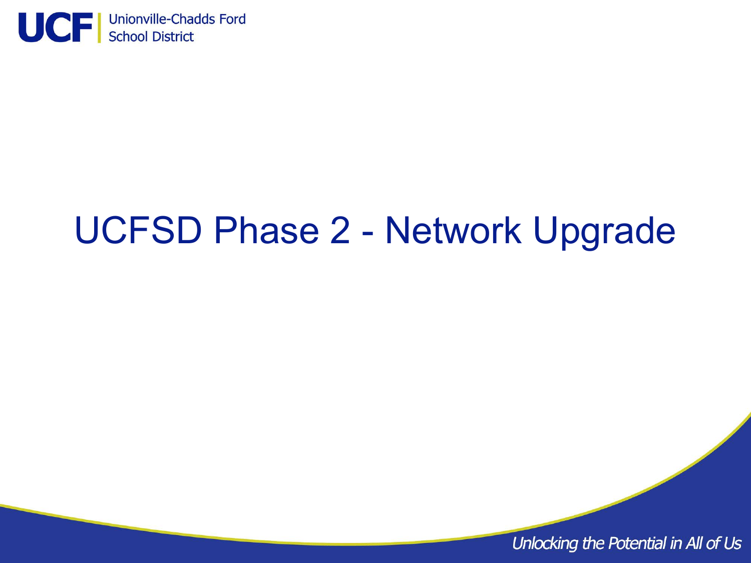# UCFSD Phase 2 - Network Upgrade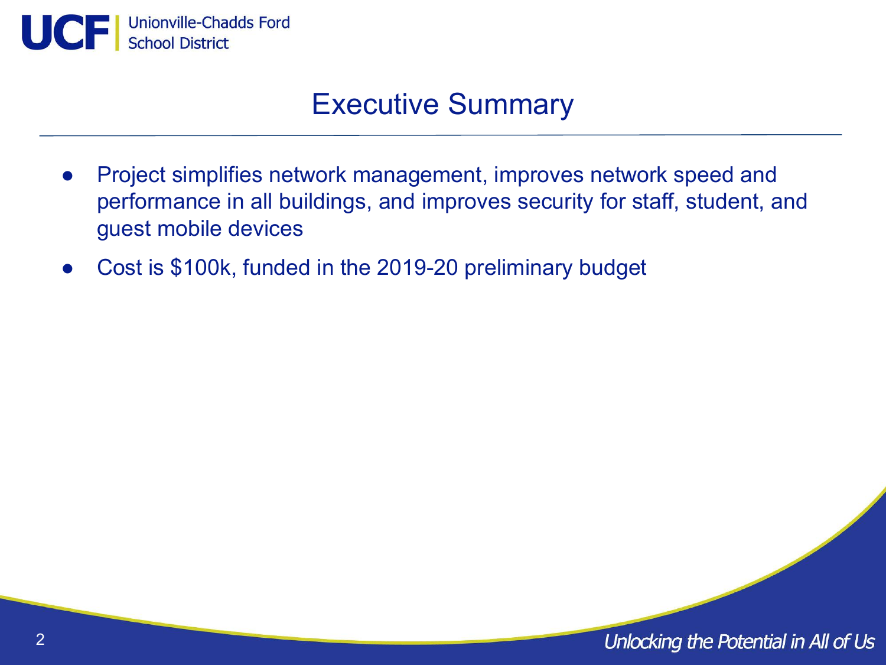# Executive Summary

- Project simplifies network management, improves network speed and performance in all buildings, and improves security for staff, student, and guest mobile devices
- Cost is $100k, funded in the 2019-20 preliminary budget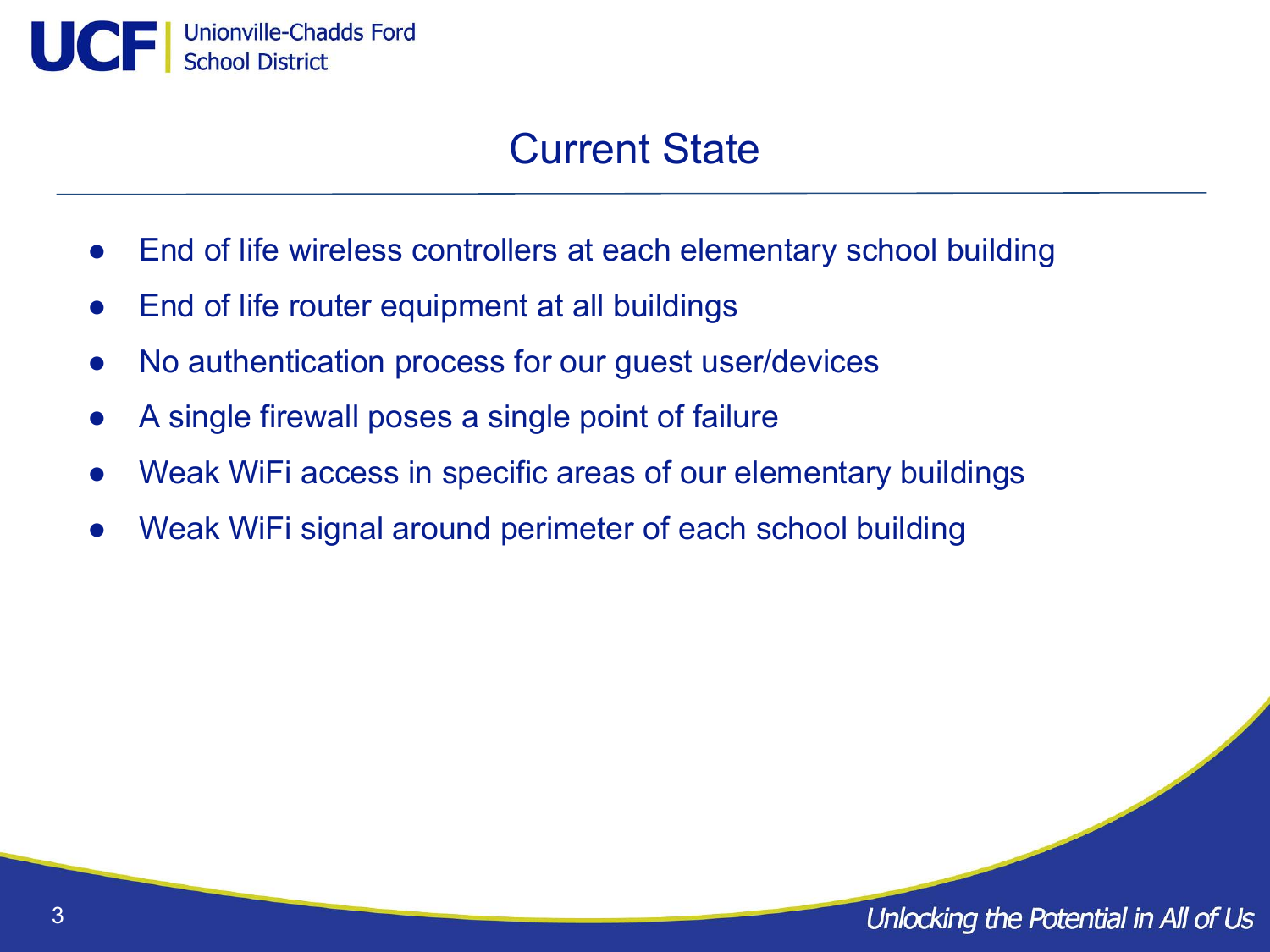# Current State

- End of life wireless controllers at each elementary school building
- End of life router equipment at all buildings
- No authentication process for our guest user/devices
- A single firewall poses a single point of failure
- Weak WiFi access in specific areas of our elementary buildings
- Weak WiFi signal around perimeter of each school building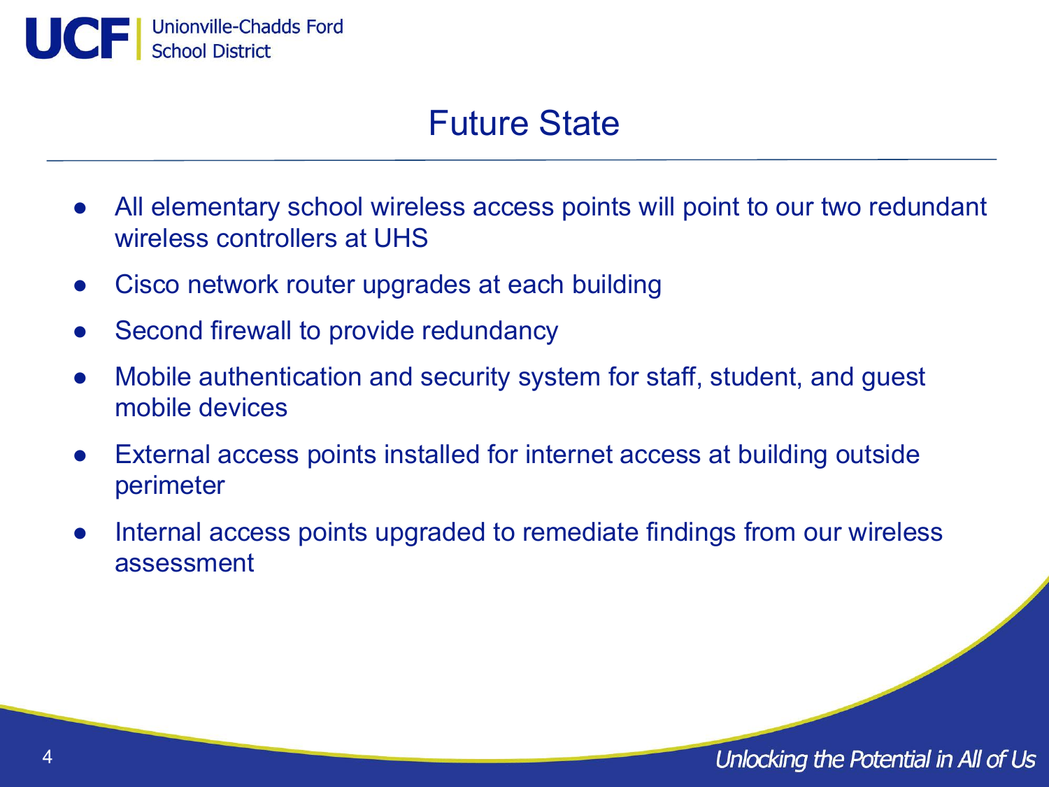# Future State

- All elementary school wireless access points will point to our two redundant wireless controllers at UHS
- Cisco network router upgrades at each building
- Second firewall to provide redundancy
- Mobile authentication and security system for staff, student, and guest mobile devices
- External access points installed for internet access at building outside perimeter
- Internal access points upgraded to remediate findings from our wireless assessment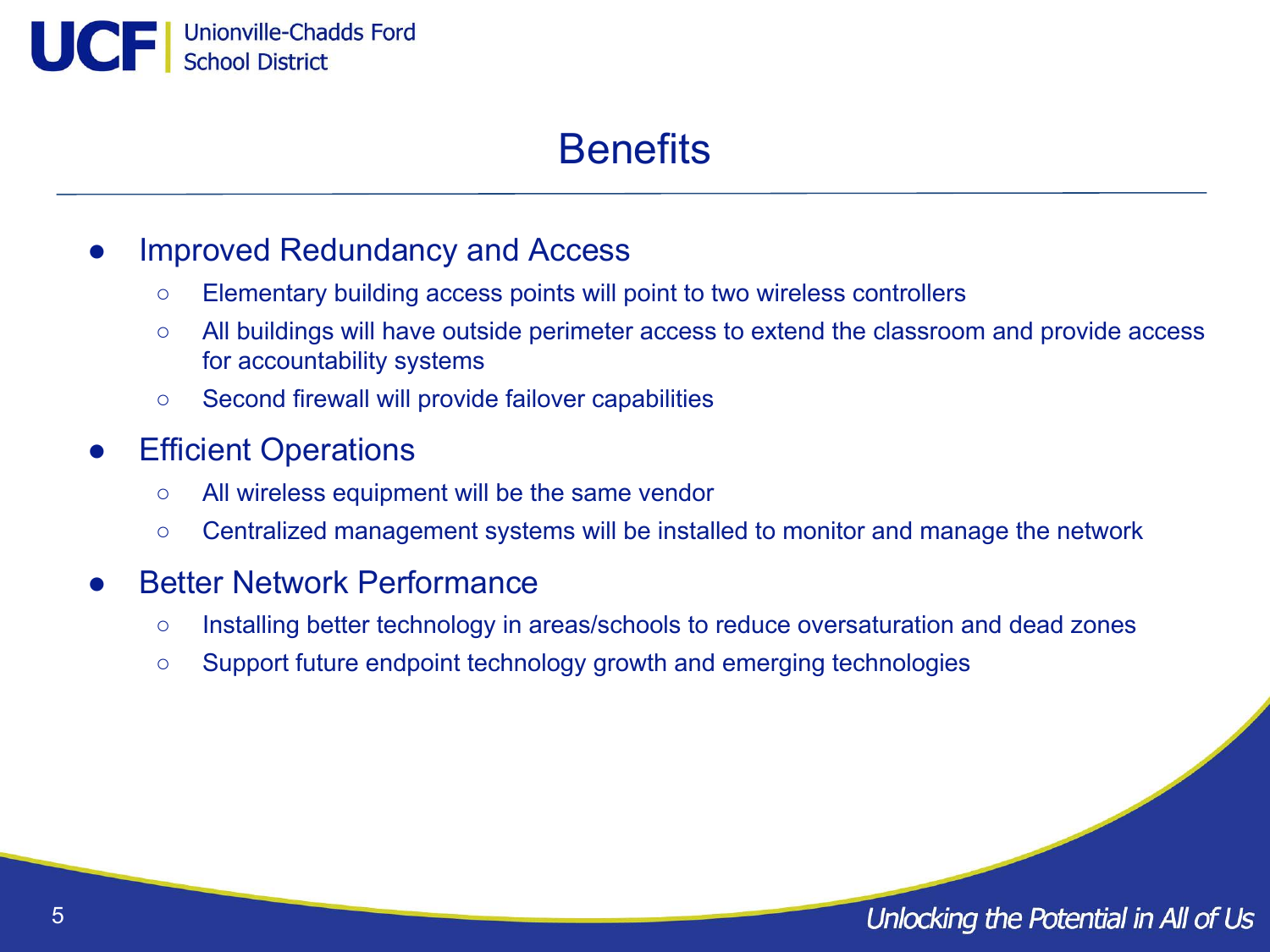# Benefits

- Improved Redundancy and Access
  - Elementary building access points will point to two wireless controllers
  - All buildings will have outside perimeter access to extend the classroom and provide access for accountability systems
  - Second firewall will provide failover capabilities
- Efficient Operations
  - All wireless equipment will be the same vendor
  - Centralized management systems will be installed to monitor and manage the network
- Better Network Performance
  - Installing better technology in areas/schools to reduce oversaturation and dead zones
  - Support future endpoint technology growth and emerging technologies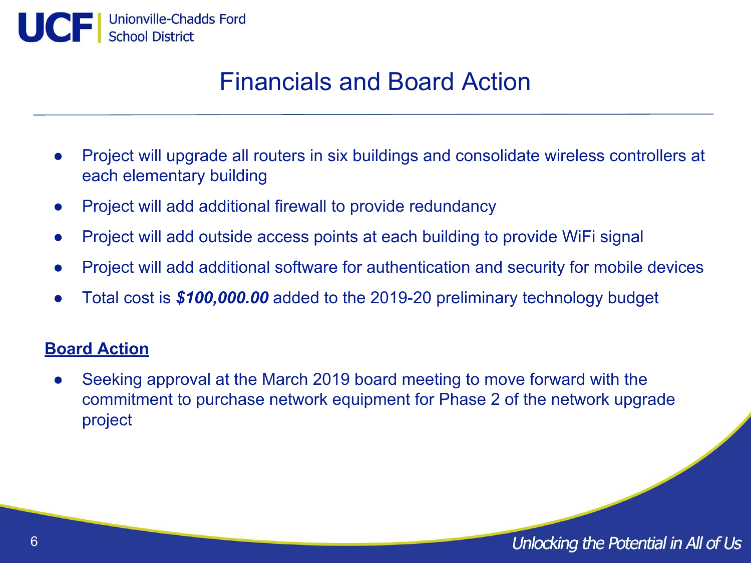# Financials and Board Action

- Project will upgrade all routers in six buildings and consolidate wireless controllers at each elementary building
- Project will add additional firewall to provide redundancy
- Project will add outside access points at each building to provide WiFi signal
- Project will add additional software for authentication and security for mobile devices
- Total cost is ***$100,000.00*** added to the 2019-20 preliminary technology budget

**Board Action**

- Seeking approval at the March 2019 board meeting to move forward with the commitment to purchase network equipment for Phase 2 of the network upgrade project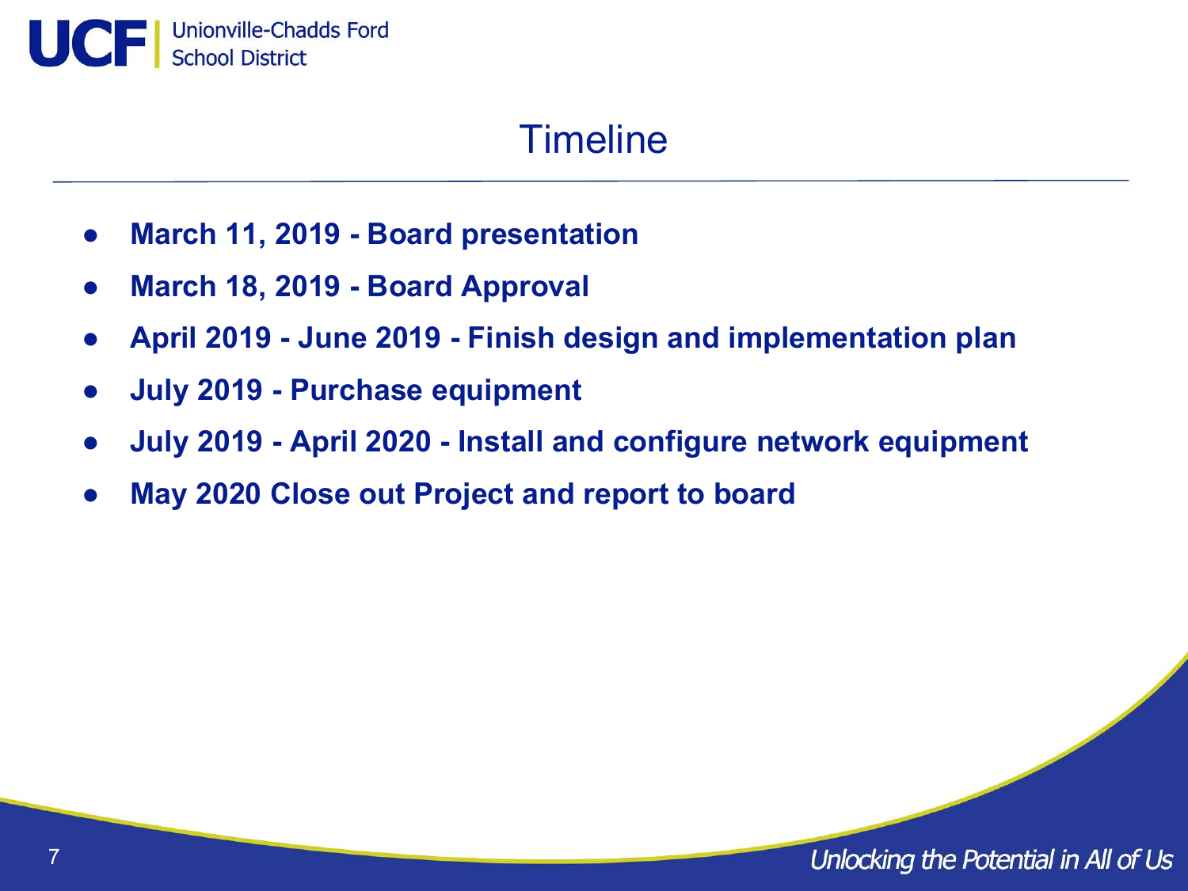# Timeline

- **March 11, 2019 - Board presentation**
- **March 18, 2019 - Board Approval**
- **April 2019 - June 2019 - Finish design and implementation plan**
- **July 2019 - Purchase equipment**
- **July 2019 - April 2020 - Install and configure network equipment**
- **May 2020 Close out Project and report to board**